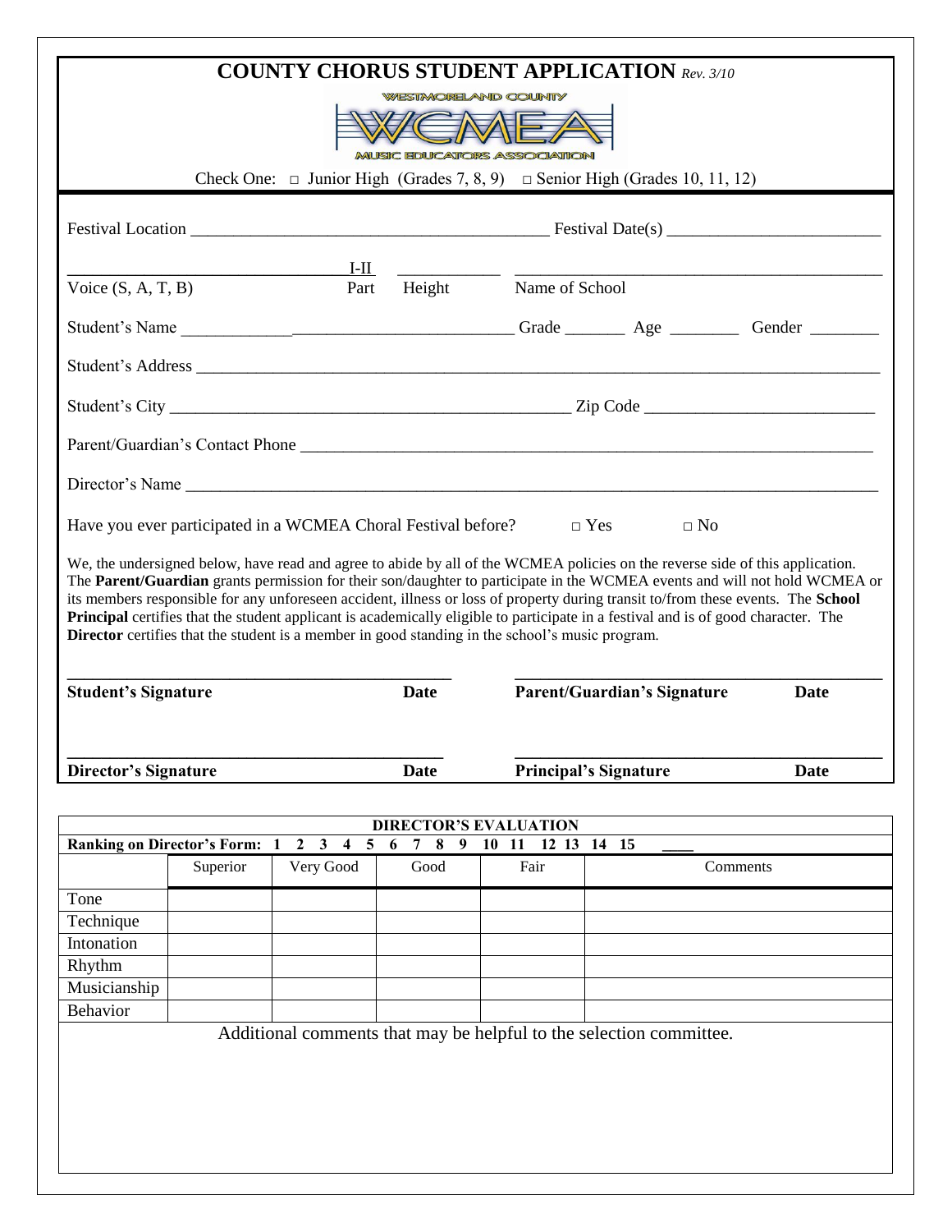# COUNTY CHORUS STUDENT APPLICATION *Rev. 3/10*

WESTMORELAND COUNTY

WCMEA

MUSIC EDUCATORS ASSOCIATION

Check One: □ Junior High (Grades 7, 8, 9) □ Senior High (Grades 10, 11, 12)

Festival Location ________________________________________ Festival Date(s) ________________________

________________________________ I-II ___________ ____________________________________________

Voice (S, A, T, B) Part Height Name of School

Student's Name ______________________________________ Grade _______ Age ________ Gender ________

Student's Address ________________________________________________________________________________

Student's City ______________________________________________ Zip Code __________________________

Parent/Guardian's Contact Phone _______________________________________________________________

Director's Name ________________________________________________________________________________

Have you ever participated in a WCMEA Choral Festival before? □ Yes □ No

We, the undersigned below, have read and agree to abide by all of the WCMEA policies on the reverse side of this application. The **Parent/Guardian** grants permission for their son/daughter to participate in the WCMEA events and will not hold WCMEA or its members responsible for any unforeseen accident, illness or loss of property during transit to/from these events. The **School Principal** certifies that the student applicant is academically eligible to participate in a festival and is of good character. The **Director** certifies that the student is a member in good standing in the school's music program.

_____________________________________________ ____________________________________________

**Student's Signature** **Date** **Parent/Guardian's Signature** **Date**

_____________________________________________ ____________________________________________

**Director's Signature** **Date** **Principal's Signature** **Date**

**DIRECTOR'S EVALUATION**

**Ranking on Director's Form: 1 2 3 4 5 6 7 8 9 10 11 12 13 14 15 ____**

| | Superior | Very Good | Good | Fair | Comments |
|---|---|---|---|---|---|
| Tone | | | | | |
| Technique | | | | | |
| Intonation | | | | | |
| Rhythm | | | | | |
| Musicianship | | | | | |
| Behavior | | | | | |

Additional comments that may be helpful to the selection committee.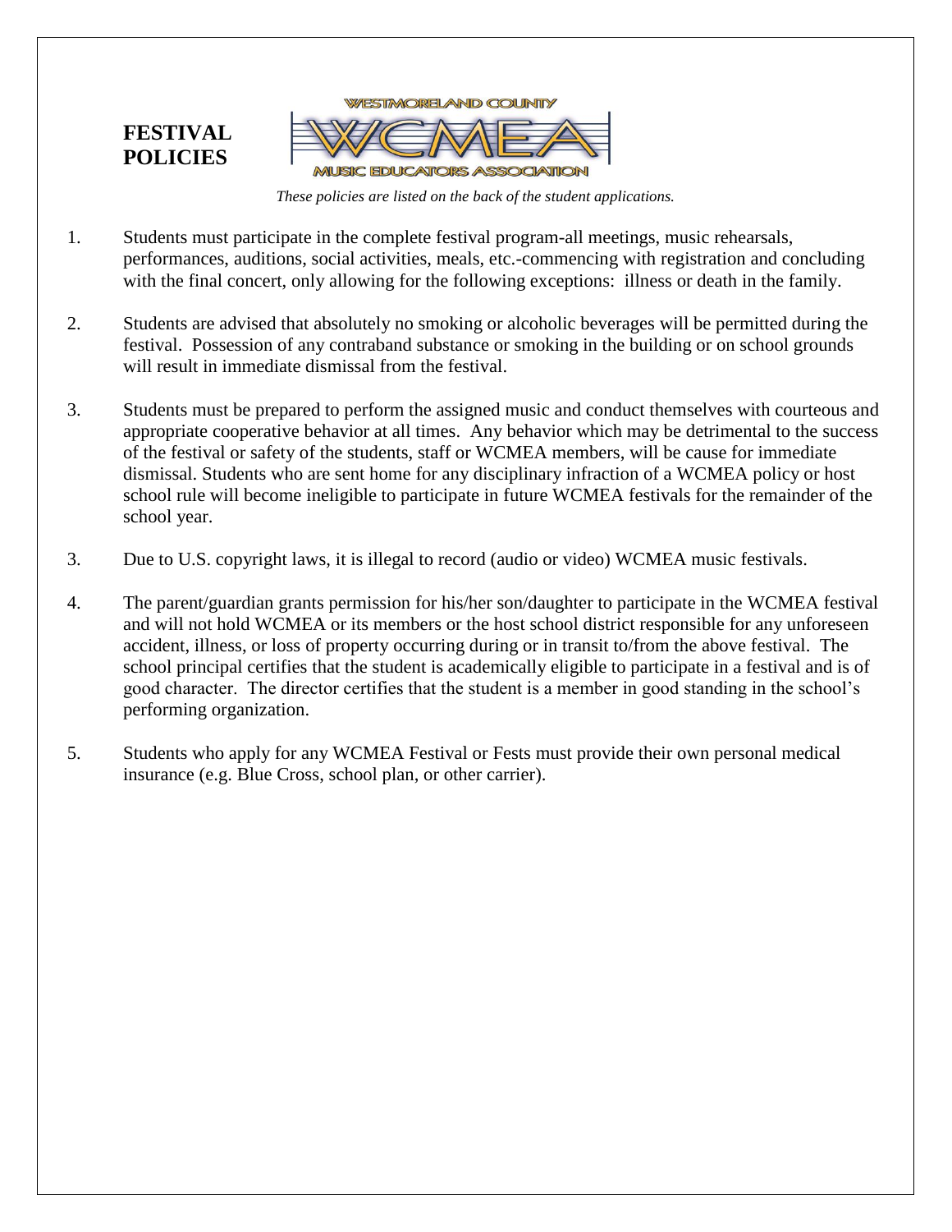# FESTIVAL POLICIES

WESTMORELAND COUNTY

WCMEA

MUSIC EDUCATORS ASSOCIATION

*These policies are listed on the back of the student applications.*

1. Students must participate in the complete festival program-all meetings, music rehearsals, performances, auditions, social activities, meals, etc.-commencing with registration and concluding with the final concert, only allowing for the following exceptions: illness or death in the family.

2. Students are advised that absolutely no smoking or alcoholic beverages will be permitted during the festival. Possession of any contraband substance or smoking in the building or on school grounds will result in immediate dismissal from the festival.

3. Students must be prepared to perform the assigned music and conduct themselves with courteous and appropriate cooperative behavior at all times. Any behavior which may be detrimental to the success of the festival or safety of the students, staff or WCMEA members, will be cause for immediate dismissal. Students who are sent home for any disciplinary infraction of a WCMEA policy or host school rule will become ineligible to participate in future WCMEA festivals for the remainder of the school year.

3. Due to U.S. copyright laws, it is illegal to record (audio or video) WCMEA music festivals.

4. The parent/guardian grants permission for his/her son/daughter to participate in the WCMEA festival and will not hold WCMEA or its members or the host school district responsible for any unforeseen accident, illness, or loss of property occurring during or in transit to/from the above festival. The school principal certifies that the student is academically eligible to participate in a festival and is of good character. The director certifies that the student is a member in good standing in the school's performing organization.

5. Students who apply for any WCMEA Festival or Fests must provide their own personal medical insurance (e.g. Blue Cross, school plan, or other carrier).